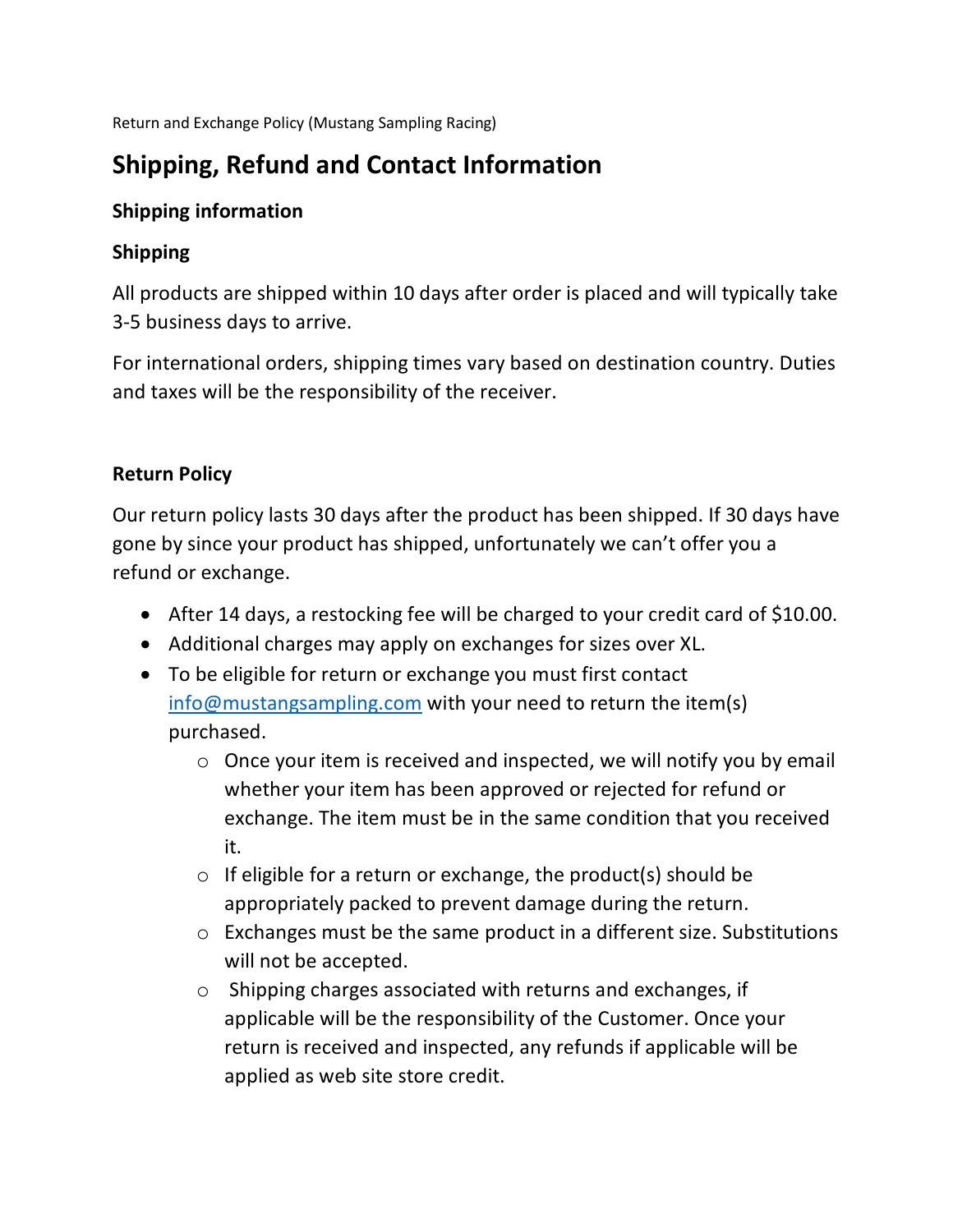Return and Exchange Policy (Mustang Sampling Racing)

# Shipping, Refund and Contact Information

### Shipping information

### Shipping

All products are shipped within 10 days after order is placed and will typically take 3-5 business days to arrive.

For international orders, shipping times vary based on destination country. Duties and taxes will be the responsibility of the receiver.

### Return Policy

Our return policy lasts 30 days after the product has been shipped. If 30 days have gone by since your product has shipped, unfortunately we can't offer you a refund or exchange.

- After 14 days, a restocking fee will be charged to your credit card of $10.00.
- Additional charges may apply on exchanges for sizes over XL.
- To be eligible for return or exchange you must first contact info@mustangsampling.com with your need to return the item(s) purchased.
  - Once your item is received and inspected, we will notify you by email whether your item has been approved or rejected for refund or exchange. The item must be in the same condition that you received it.
  - If eligible for a return or exchange, the product(s) should be appropriately packed to prevent damage during the return.
  - Exchanges must be the same product in a different size. Substitutions will not be accepted.
  - Shipping charges associated with returns and exchanges, if applicable will be the responsibility of the Customer. Once your return is received and inspected, any refunds if applicable will be applied as web site store credit.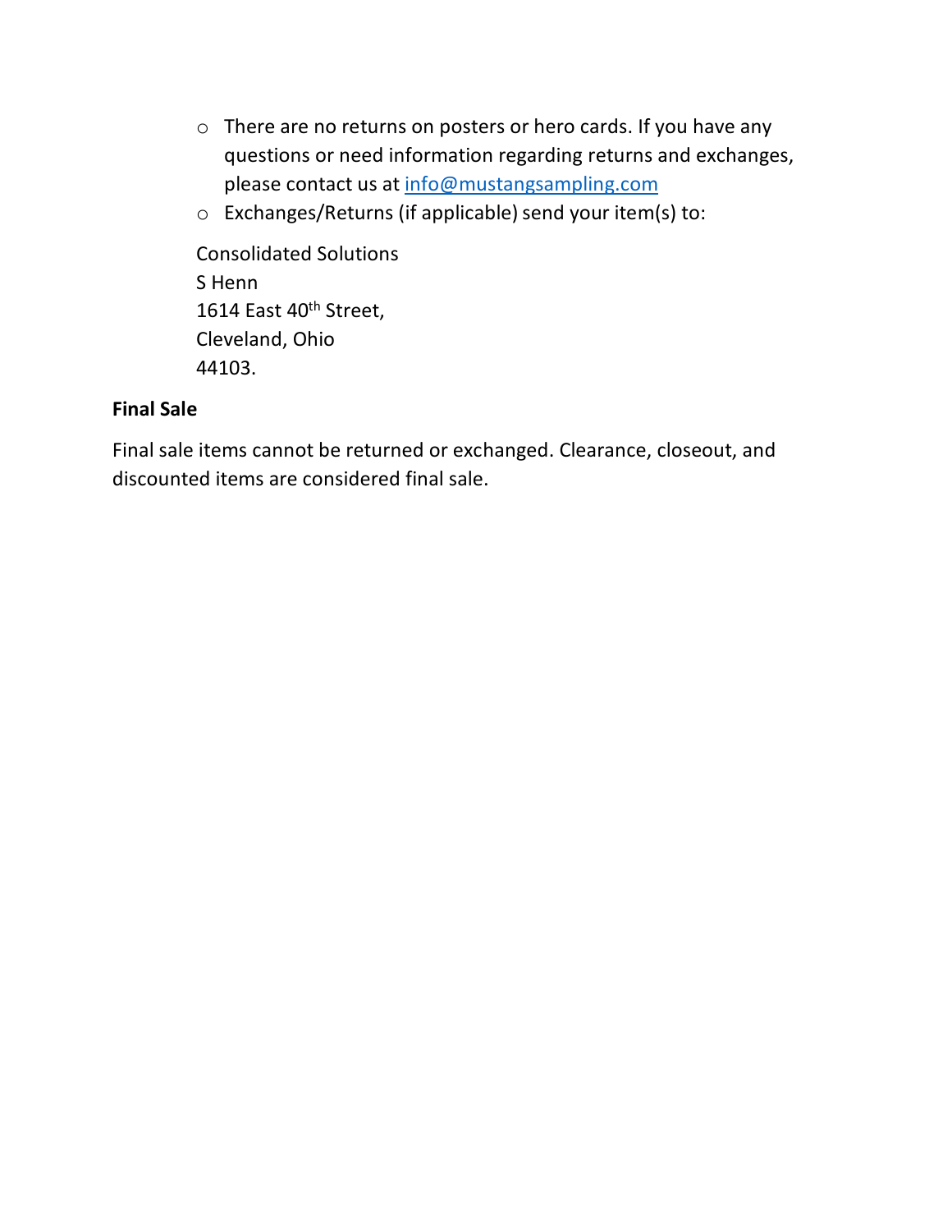- There are no returns on posters or hero cards. If you have any questions or need information regarding returns and exchanges, please contact us at info@mustangsampling.com
- Exchanges/Returns (if applicable) send your item(s) to:

  Consolidated Solutions
  S Henn
  1614 East 40th Street,
  Cleveland, Ohio
  44103.

**Final Sale**

Final sale items cannot be returned or exchanged. Clearance, closeout, and discounted items are considered final sale.